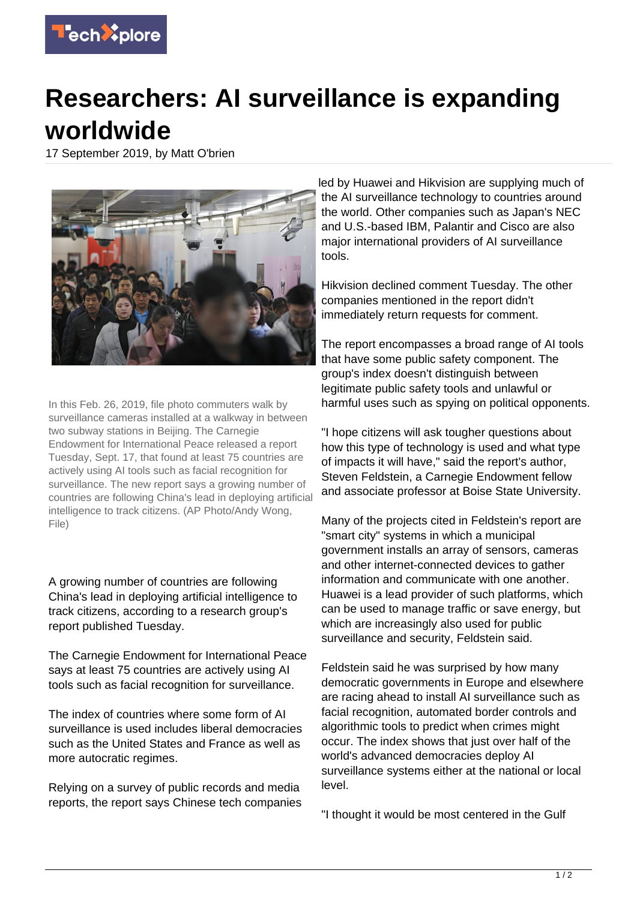# Researchers: AI surveillance is expanding worldwide

17 September 2019, by Matt O'brien

In this Feb. 26, 2019, file photo commuters walk by surveillance cameras installed at a walkway in between two subway stations in Beijing. The Carnegie Endowment for International Peace released a report Tuesday, Sept. 17, that found at least 75 countries are actively using AI tools such as facial recognition for surveillance. The new report says a growing number of countries are following China's lead in deploying artificial intelligence to track citizens. (AP Photo/Andy Wong, File)

A growing number of countries are following China's lead in deploying artificial intelligence to track citizens, according to a research group's report published Tuesday.

The Carnegie Endowment for International Peace says at least 75 countries are actively using AI tools such as facial recognition for surveillance.

The index of countries where some form of AI surveillance is used includes liberal democracies such as the United States and France as well as more autocratic regimes.

Relying on a survey of public records and media reports, the report says Chinese tech companies led by Huawei and Hikvision are supplying much of the AI surveillance technology to countries around the world. Other companies such as Japan's NEC and U.S.-based IBM, Palantir and Cisco are also major international providers of AI surveillance tools.

Hikvision declined comment Tuesday. The other companies mentioned in the report didn't immediately return requests for comment.

The report encompasses a broad range of AI tools that have some public safety component. The group's index doesn't distinguish between legitimate public safety tools and unlawful or harmful uses such as spying on political opponents.

"I hope citizens will ask tougher questions about how this type of technology is used and what type of impacts it will have," said the report's author, Steven Feldstein, a Carnegie Endowment fellow and associate professor at Boise State University.

Many of the projects cited in Feldstein's report are "smart city" systems in which a municipal government installs an array of sensors, cameras and other internet-connected devices to gather information and communicate with one another. Huawei is a lead provider of such platforms, which can be used to manage traffic or save energy, but which are increasingly also used for public surveillance and security, Feldstein said.

Feldstein said he was surprised by how many democratic governments in Europe and elsewhere are racing ahead to install AI surveillance such as facial recognition, automated border controls and algorithmic tools to predict when crimes might occur. The index shows that just over half of the world's advanced democracies deploy AI surveillance systems either at the national or local level.

"I thought it would be most centered in the Gulf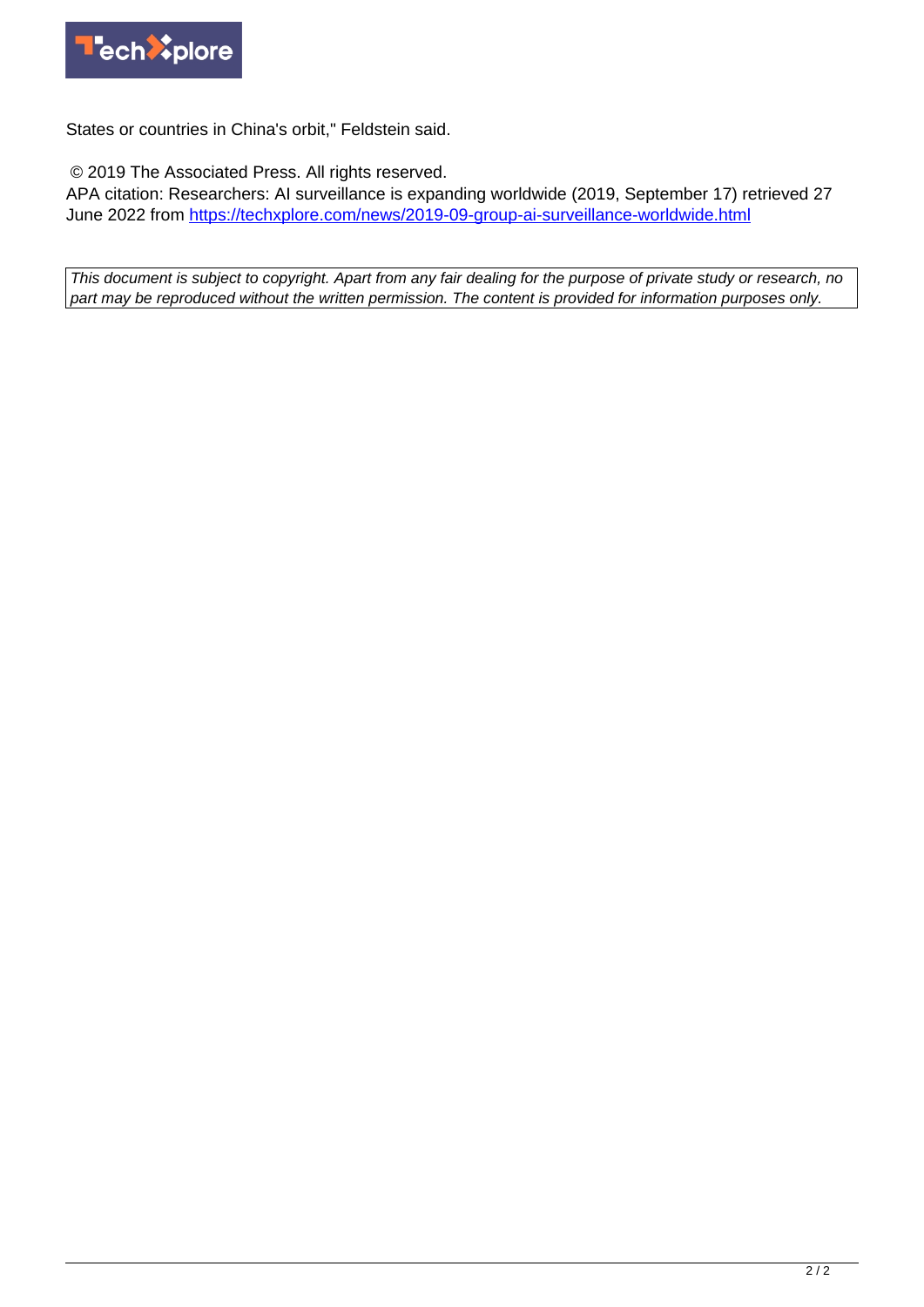States or countries in China's orbit," Feldstein said.

© 2019 The Associated Press. All rights reserved.

APA citation: Researchers: AI surveillance is expanding worldwide (2019, September 17) retrieved 27 June 2022 from https://techxplore.com/news/2019-09-group-ai-surveillance-worldwide.html

*This document is subject to copyright. Apart from any fair dealing for the purpose of private study or research, no part may be reproduced without the written permission. The content is provided for information purposes only.*